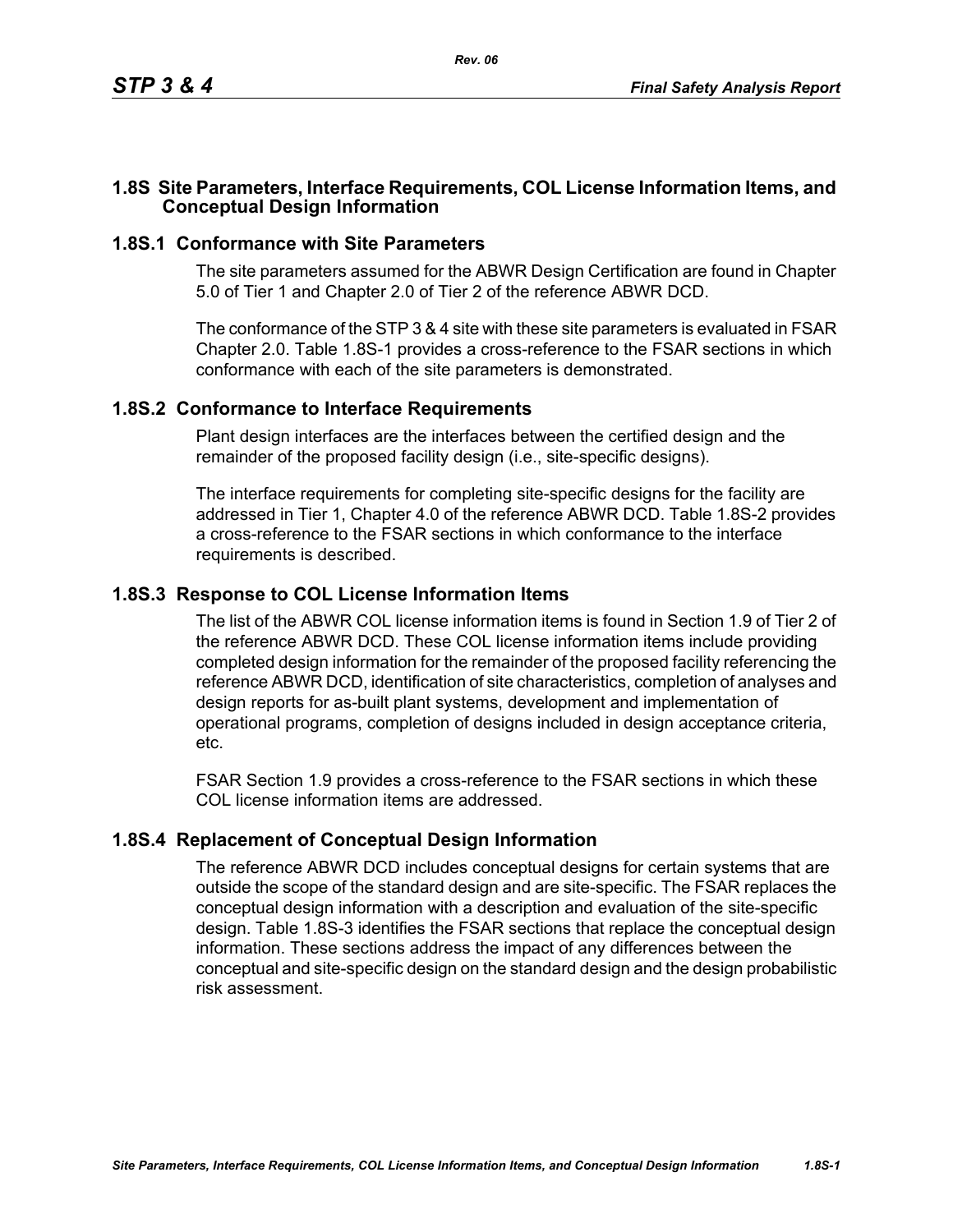## 1.8S Site Parameters, Interface Requirements, COL License Information Items, and Conceptual Design Information

### 1.8S.1 Conformance with Site Parameters

The site parameters assumed for the ABWR Design Certification are found in Chapter 5.0 of Tier 1 and Chapter 2.0 of Tier 2 of the reference ABWR DCD.

The conformance of the STP 3 & 4 site with these site parameters is evaluated in FSAR Chapter 2.0. Table 1.8S-1 provides a cross-reference to the FSAR sections in which conformance with each of the site parameters is demonstrated.

### 1.8S.2 Conformance to Interface Requirements

Plant design interfaces are the interfaces between the certified design and the remainder of the proposed facility design (i.e., site-specific designs).

The interface requirements for completing site-specific designs for the facility are addressed in Tier 1, Chapter 4.0 of the reference ABWR DCD. Table 1.8S-2 provides a cross-reference to the FSAR sections in which conformance to the interface requirements is described.

### 1.8S.3 Response to COL License Information Items

The list of the ABWR COL license information items is found in Section 1.9 of Tier 2 of the reference ABWR DCD. These COL license information items include providing completed design information for the remainder of the proposed facility referencing the reference ABWR DCD, identification of site characteristics, completion of analyses and design reports for as-built plant systems, development and implementation of operational programs, completion of designs included in design acceptance criteria, etc.

FSAR Section 1.9 provides a cross-reference to the FSAR sections in which these COL license information items are addressed.

### 1.8S.4 Replacement of Conceptual Design Information

The reference ABWR DCD includes conceptual designs for certain systems that are outside the scope of the standard design and are site-specific. The FSAR replaces the conceptual design information with a description and evaluation of the site-specific design. Table 1.8S-3 identifies the FSAR sections that replace the conceptual design information. These sections address the impact of any differences between the conceptual and site-specific design on the standard design and the design probabilistic risk assessment.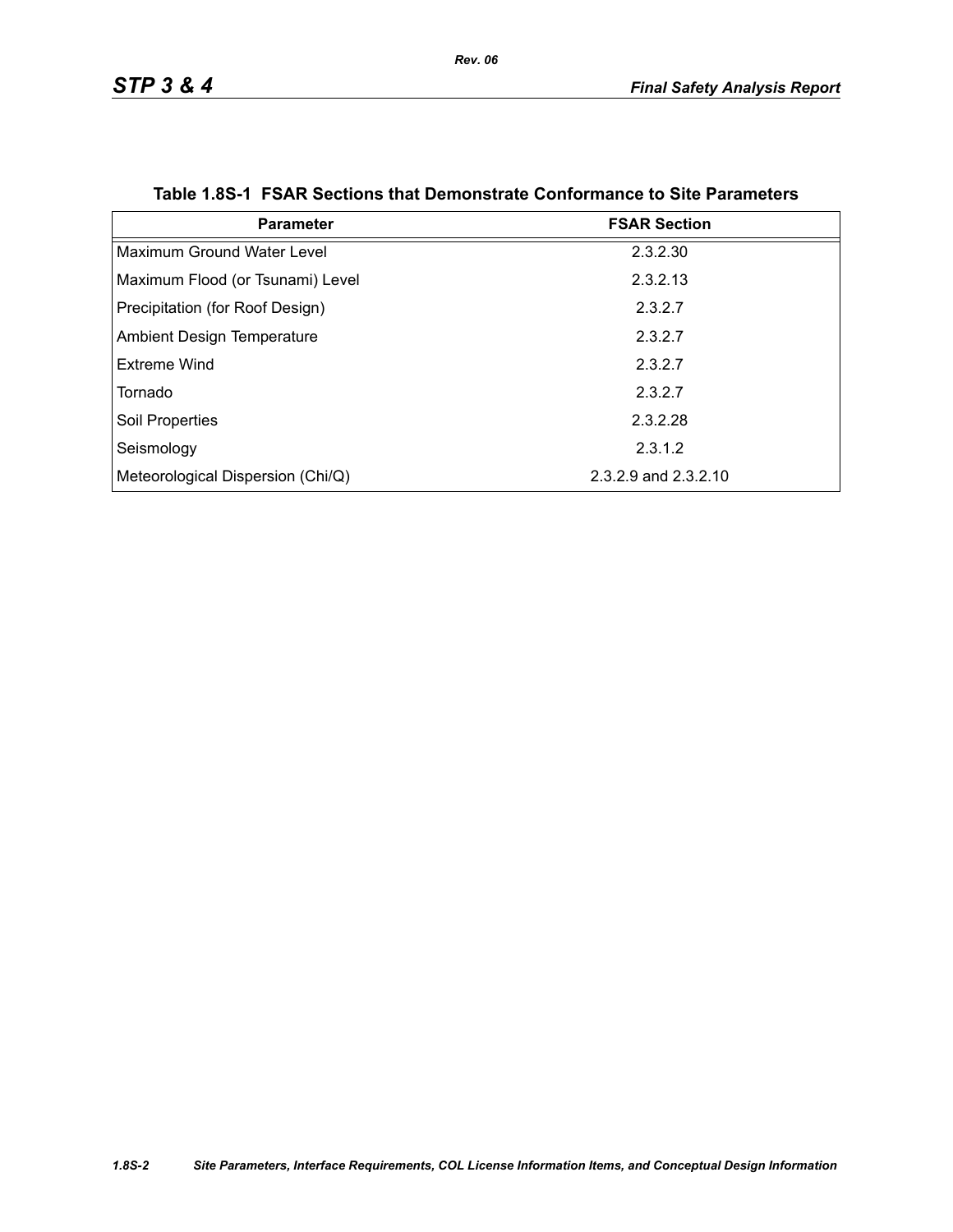**Table 1.8S-1 FSAR Sections that Demonstrate Conformance to Site Parameters**

| Parameter | FSAR Section |
| --- | --- |
| Maximum Ground Water Level | 2.3.2.30 |
| Maximum Flood (or Tsunami) Level | 2.3.2.13 |
| Precipitation (for Roof Design) | 2.3.2.7 |
| Ambient Design Temperature | 2.3.2.7 |
| Extreme Wind | 2.3.2.7 |
| Tornado | 2.3.2.7 |
| Soil Properties | 2.3.2.28 |
| Seismology | 2.3.1.2 |
| Meteorological Dispersion (Chi/Q) | 2.3.2.9 and 2.3.2.10 |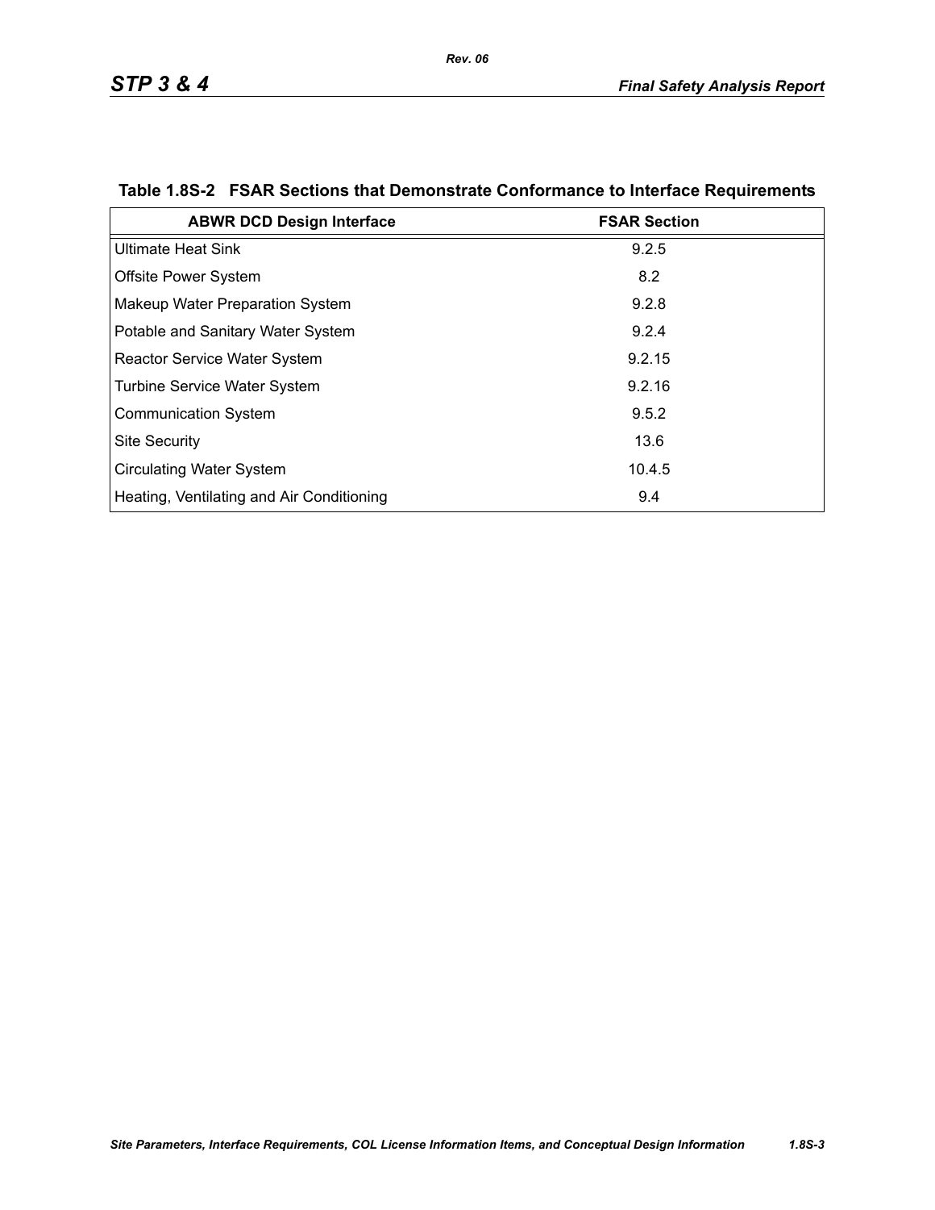**Table 1.8S-2 FSAR Sections that Demonstrate Conformance to Interface Requirements**

| ABWR DCD Design Interface | FSAR Section |
|---|---|
| Ultimate Heat Sink | 9.2.5 |
| Offsite Power System | 8.2 |
| Makeup Water Preparation System | 9.2.8 |
| Potable and Sanitary Water System | 9.2.4 |
| Reactor Service Water System | 9.2.15 |
| Turbine Service Water System | 9.2.16 |
| Communication System | 9.5.2 |
| Site Security | 13.6 |
| Circulating Water System | 10.4.5 |
| Heating, Ventilating and Air Conditioning | 9.4 |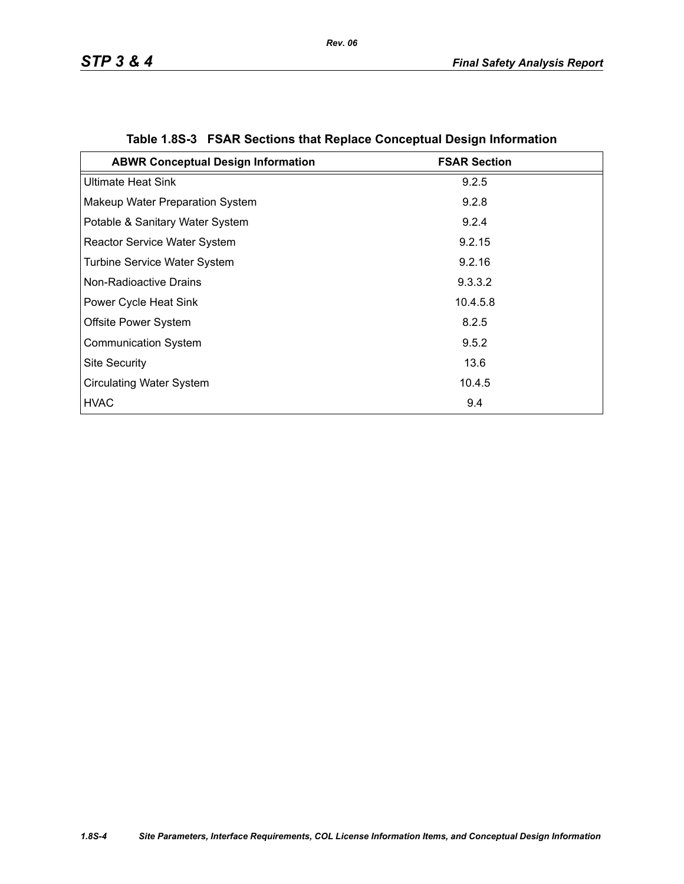**Table 1.8S-3 FSAR Sections that Replace Conceptual Design Information**

| ABWR Conceptual Design Information | FSAR Section |
|---|---|
| Ultimate Heat Sink | 9.2.5 |
| Makeup Water Preparation System | 9.2.8 |
| Potable & Sanitary Water System | 9.2.4 |
| Reactor Service Water System | 9.2.15 |
| Turbine Service Water System | 9.2.16 |
| Non-Radioactive Drains | 9.3.3.2 |
| Power Cycle Heat Sink | 10.4.5.8 |
| Offsite Power System | 8.2.5 |
| Communication System | 9.5.2 |
| Site Security | 13.6 |
| Circulating Water System | 10.4.5 |
| HVAC | 9.4 |